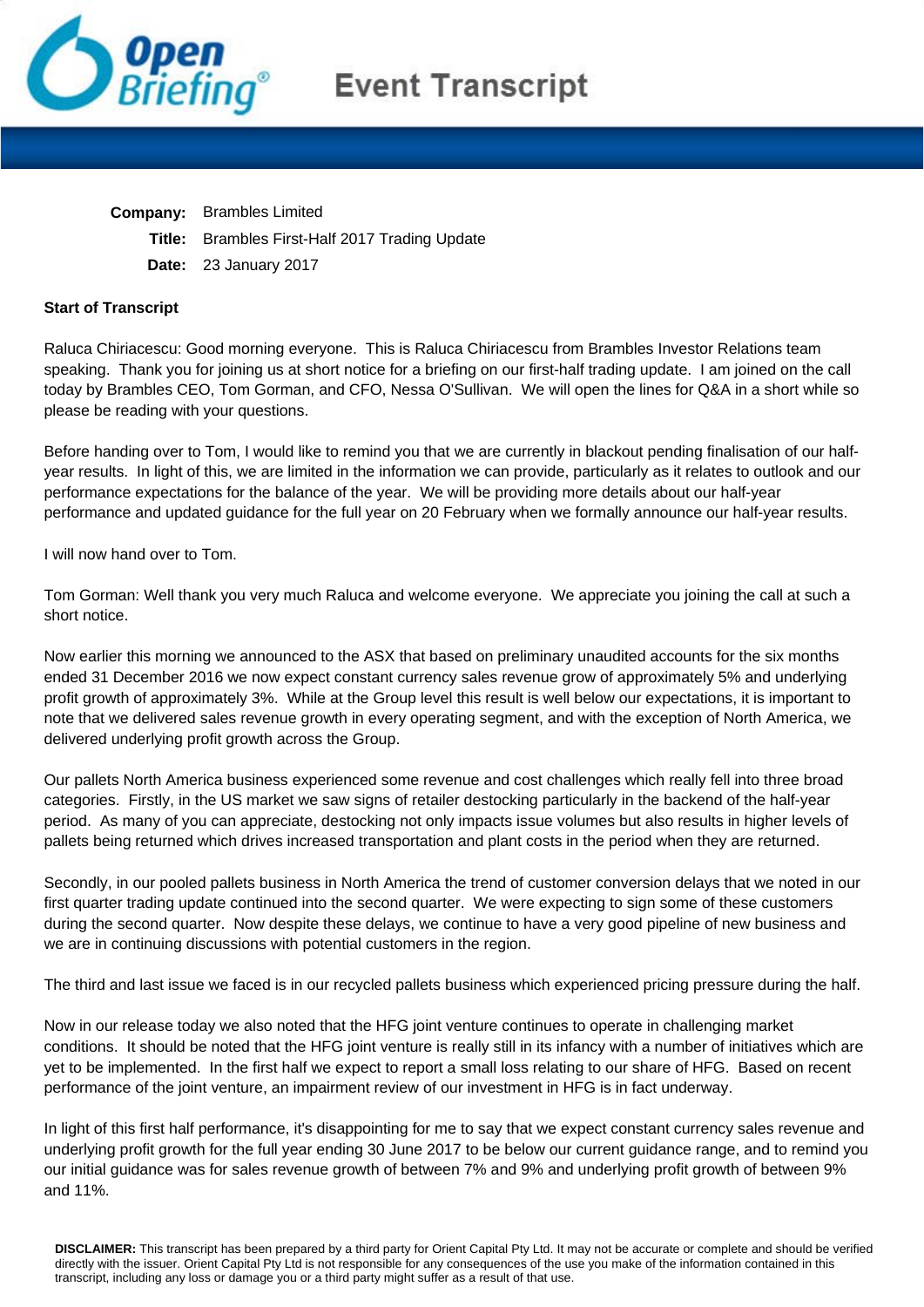**Company:** Brambles Limited

**Title:** Brambles First-Half 2017 Trading Update

**Date:** 23 January 2017

**Start of Transcript**

Raluca Chiriacescu: Good morning everyone. This is Raluca Chiriacescu from Brambles Investor Relations team speaking. Thank you for joining us at short notice for a briefing on our first-half trading update. I am joined on the call today by Brambles CEO, Tom Gorman, and CFO, Nessa O'Sullivan. We will open the lines for Q&A in a short while so please be reading with your questions.

Before handing over to Tom, I would like to remind you that we are currently in blackout pending finalisation of our half-year results. In light of this, we are limited in the information we can provide, particularly as it relates to outlook and our performance expectations for the balance of the year. We will be providing more details about our half-year performance and updated guidance for the full year on 20 February when we formally announce our half-year results.

I will now hand over to Tom.

Tom Gorman: Well thank you very much Raluca and welcome everyone. We appreciate you joining the call at such a short notice.

Now earlier this morning we announced to the ASX that based on preliminary unaudited accounts for the six months ended 31 December 2016 we now expect constant currency sales revenue grow of approximately 5% and underlying profit growth of approximately 3%. While at the Group level this result is well below our expectations, it is important to note that we delivered sales revenue growth in every operating segment, and with the exception of North America, we delivered underlying profit growth across the Group.

Our pallets North America business experienced some revenue and cost challenges which really fell into three broad categories. Firstly, in the US market we saw signs of retailer destocking particularly in the backend of the half-year period. As many of you can appreciate, destocking not only impacts issue volumes but also results in higher levels of pallets being returned which drives increased transportation and plant costs in the period when they are returned.

Secondly, in our pooled pallets business in North America the trend of customer conversion delays that we noted in our first quarter trading update continued into the second quarter. We were expecting to sign some of these customers during the second quarter. Now despite these delays, we continue to have a very good pipeline of new business and we are in continuing discussions with potential customers in the region.

The third and last issue we faced is in our recycled pallets business which experienced pricing pressure during the half.

Now in our release today we also noted that the HFG joint venture continues to operate in challenging market conditions. It should be noted that the HFG joint venture is really still in its infancy with a number of initiatives which are yet to be implemented. In the first half we expect to report a small loss relating to our share of HFG. Based on recent performance of the joint venture, an impairment review of our investment in HFG is in fact underway.

In light of this first half performance, it's disappointing for me to say that we expect constant currency sales revenue and underlying profit growth for the full year ending 30 June 2017 to be below our current guidance range, and to remind you our initial guidance was for sales revenue growth of between 7% and 9% and underlying profit growth of between 9% and 11%.

**DISCLAIMER:** This transcript has been prepared by a third party for Orient Capital Pty Ltd. It may not be accurate or complete and should be verified directly with the issuer. Orient Capital Pty Ltd is not responsible for any consequences of the use you make of the information contained in this transcript, including any loss or damage you or a third party might suffer as a result of that use.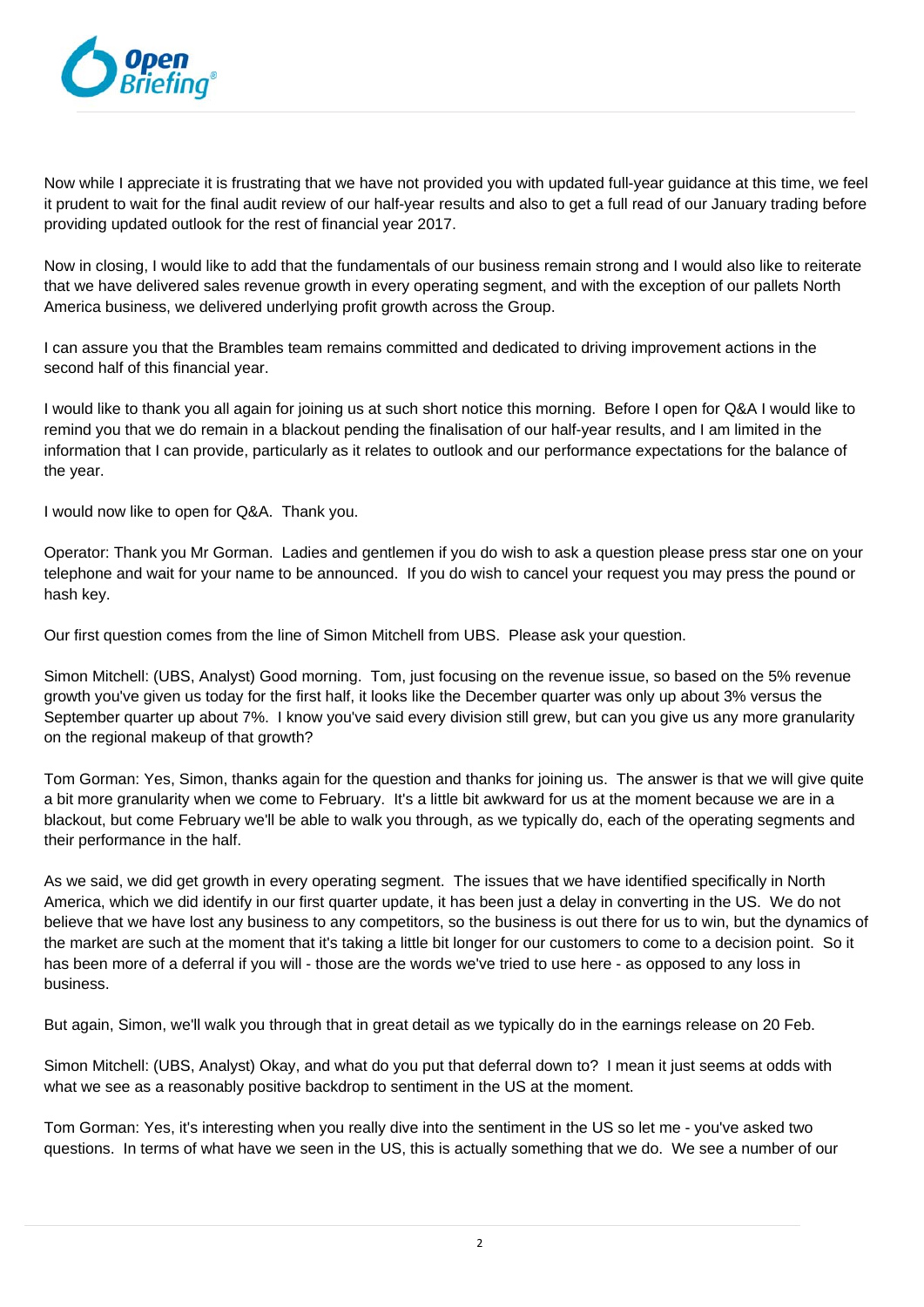Now while I appreciate it is frustrating that we have not provided you with updated full-year guidance at this time, we feel it prudent to wait for the final audit review of our half-year results and also to get a full read of our January trading before providing updated outlook for the rest of financial year 2017.

Now in closing, I would like to add that the fundamentals of our business remain strong and I would also like to reiterate that we have delivered sales revenue growth in every operating segment, and with the exception of our pallets North America business, we delivered underlying profit growth across the Group.

I can assure you that the Brambles team remains committed and dedicated to driving improvement actions in the second half of this financial year.

I would like to thank you all again for joining us at such short notice this morning. Before I open for Q&A I would like to remind you that we do remain in a blackout pending the finalisation of our half-year results, and I am limited in the information that I can provide, particularly as it relates to outlook and our performance expectations for the balance of the year.

I would now like to open for Q&A. Thank you.

Operator: Thank you Mr Gorman. Ladies and gentlemen if you do wish to ask a question please press star one on your telephone and wait for your name to be announced. If you do wish to cancel your request you may press the pound or hash key.

Our first question comes from the line of Simon Mitchell from UBS. Please ask your question.

Simon Mitchell: (UBS, Analyst) Good morning. Tom, just focusing on the revenue issue, so based on the 5% revenue growth you've given us today for the first half, it looks like the December quarter was only up about 3% versus the September quarter up about 7%. I know you've said every division still grew, but can you give us any more granularity on the regional makeup of that growth?

Tom Gorman: Yes, Simon, thanks again for the question and thanks for joining us. The answer is that we will give quite a bit more granularity when we come to February. It's a little bit awkward for us at the moment because we are in a blackout, but come February we'll be able to walk you through, as we typically do, each of the operating segments and their performance in the half.

As we said, we did get growth in every operating segment. The issues that we have identified specifically in North America, which we did identify in our first quarter update, it has been just a delay in converting in the US. We do not believe that we have lost any business to any competitors, so the business is out there for us to win, but the dynamics of the market are such at the moment that it's taking a little bit longer for our customers to come to a decision point. So it has been more of a deferral if you will - those are the words we've tried to use here - as opposed to any loss in business.

But again, Simon, we'll walk you through that in great detail as we typically do in the earnings release on 20 Feb.

Simon Mitchell: (UBS, Analyst) Okay, and what do you put that deferral down to? I mean it just seems at odds with what we see as a reasonably positive backdrop to sentiment in the US at the moment.

Tom Gorman: Yes, it's interesting when you really dive into the sentiment in the US so let me - you've asked two questions. In terms of what have we seen in the US, this is actually something that we do. We see a number of our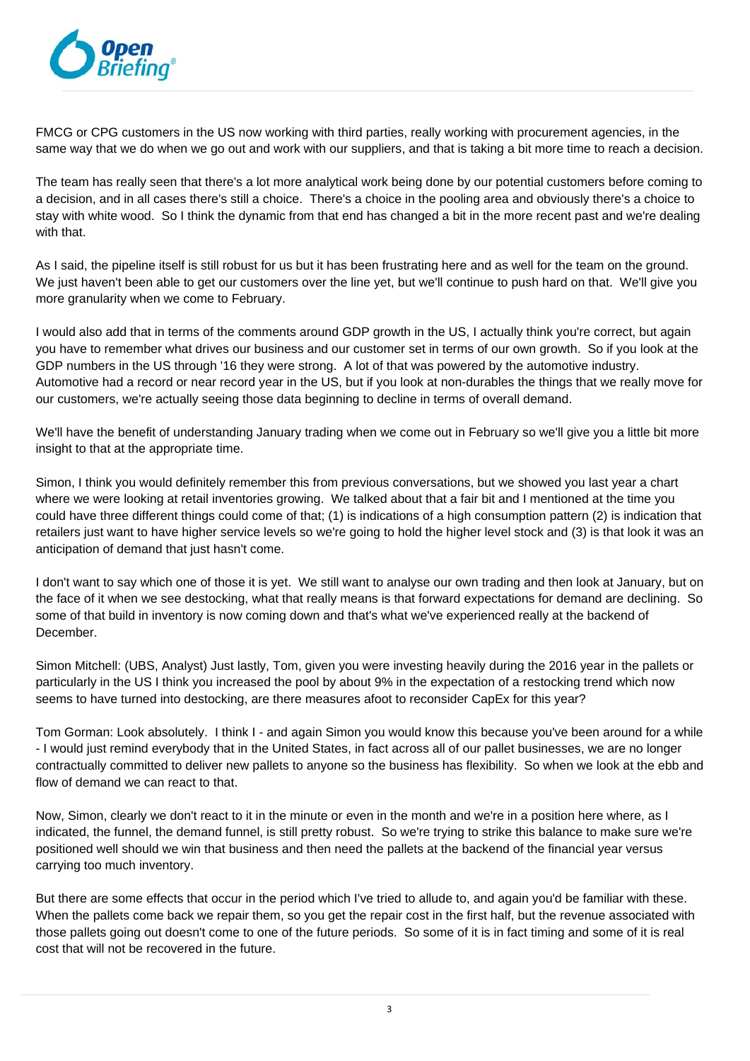FMCG or CPG customers in the US now working with third parties, really working with procurement agencies, in the same way that we do when we go out and work with our suppliers, and that is taking a bit more time to reach a decision.

The team has really seen that there's a lot more analytical work being done by our potential customers before coming to a decision, and in all cases there's still a choice. There's a choice in the pooling area and obviously there's a choice to stay with white wood. So I think the dynamic from that end has changed a bit in the more recent past and we're dealing with that.

As I said, the pipeline itself is still robust for us but it has been frustrating here and as well for the team on the ground. We just haven't been able to get our customers over the line yet, but we'll continue to push hard on that. We'll give you more granularity when we come to February.

I would also add that in terms of the comments around GDP growth in the US, I actually think you're correct, but again you have to remember what drives our business and our customer set in terms of our own growth. So if you look at the GDP numbers in the US through '16 they were strong. A lot of that was powered by the automotive industry. Automotive had a record or near record year in the US, but if you look at non-durables the things that we really move for our customers, we're actually seeing those data beginning to decline in terms of overall demand.

We'll have the benefit of understanding January trading when we come out in February so we'll give you a little bit more insight to that at the appropriate time.

Simon, I think you would definitely remember this from previous conversations, but we showed you last year a chart where we were looking at retail inventories growing. We talked about that a fair bit and I mentioned at the time you could have three different things could come of that; (1) is indications of a high consumption pattern (2) is indication that retailers just want to have higher service levels so we're going to hold the higher level stock and (3) is that look it was an anticipation of demand that just hasn't come.

I don't want to say which one of those it is yet. We still want to analyse our own trading and then look at January, but on the face of it when we see destocking, what that really means is that forward expectations for demand are declining. So some of that build in inventory is now coming down and that's what we've experienced really at the backend of December.

Simon Mitchell: (UBS, Analyst) Just lastly, Tom, given you were investing heavily during the 2016 year in the pallets or particularly in the US I think you increased the pool by about 9% in the expectation of a restocking trend which now seems to have turned into destocking, are there measures afoot to reconsider CapEx for this year?

Tom Gorman: Look absolutely. I think I - and again Simon you would know this because you've been around for a while - I would just remind everybody that in the United States, in fact across all of our pallet businesses, we are no longer contractually committed to deliver new pallets to anyone so the business has flexibility. So when we look at the ebb and flow of demand we can react to that.

Now, Simon, clearly we don't react to it in the minute or even in the month and we're in a position here where, as I indicated, the funnel, the demand funnel, is still pretty robust. So we're trying to strike this balance to make sure we're positioned well should we win that business and then need the pallets at the backend of the financial year versus carrying too much inventory.

But there are some effects that occur in the period which I've tried to allude to, and again you'd be familiar with these. When the pallets come back we repair them, so you get the repair cost in the first half, but the revenue associated with those pallets going out doesn't come to one of the future periods. So some of it is in fact timing and some of it is real cost that will not be recovered in the future.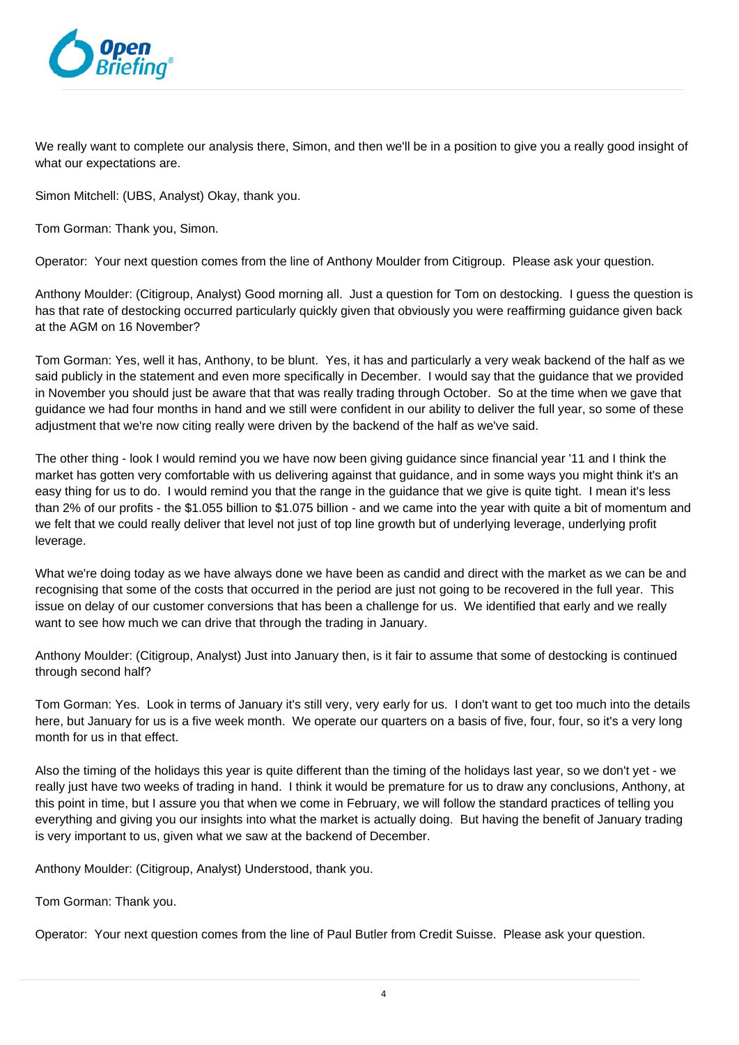We really want to complete our analysis there, Simon, and then we'll be in a position to give you a really good insight of what our expectations are.

Simon Mitchell: (UBS, Analyst) Okay, thank you.

Tom Gorman: Thank you, Simon.

Operator: Your next question comes from the line of Anthony Moulder from Citigroup. Please ask your question.

Anthony Moulder: (Citigroup, Analyst) Good morning all. Just a question for Tom on destocking. I guess the question is has that rate of destocking occurred particularly quickly given that obviously you were reaffirming guidance given back at the AGM on 16 November?

Tom Gorman: Yes, well it has, Anthony, to be blunt. Yes, it has and particularly a very weak backend of the half as we said publicly in the statement and even more specifically in December. I would say that the guidance that we provided in November you should just be aware that that was really trading through October. So at the time when we gave that guidance we had four months in hand and we still were confident in our ability to deliver the full year, so some of these adjustment that we're now citing really were driven by the backend of the half as we've said.

The other thing - look I would remind you we have now been giving guidance since financial year '11 and I think the market has gotten very comfortable with us delivering against that guidance, and in some ways you might think it's an easy thing for us to do. I would remind you that the range in the guidance that we give is quite tight. I mean it's less than 2% of our profits - the $1.055 billion to $1.075 billion - and we came into the year with quite a bit of momentum and we felt that we could really deliver that level not just of top line growth but of underlying leverage, underlying profit leverage.

What we're doing today as we have always done we have been as candid and direct with the market as we can be and recognising that some of the costs that occurred in the period are just not going to be recovered in the full year. This issue on delay of our customer conversions that has been a challenge for us. We identified that early and we really want to see how much we can drive that through the trading in January.

Anthony Moulder: (Citigroup, Analyst) Just into January then, is it fair to assume that some of destocking is continued through second half?

Tom Gorman: Yes. Look in terms of January it's still very, very early for us. I don't want to get too much into the details here, but January for us is a five week month. We operate our quarters on a basis of five, four, four, so it's a very long month for us in that effect.

Also the timing of the holidays this year is quite different than the timing of the holidays last year, so we don't yet - we really just have two weeks of trading in hand. I think it would be premature for us to draw any conclusions, Anthony, at this point in time, but I assure you that when we come in February, we will follow the standard practices of telling you everything and giving you our insights into what the market is actually doing. But having the benefit of January trading is very important to us, given what we saw at the backend of December.

Anthony Moulder: (Citigroup, Analyst) Understood, thank you.

Tom Gorman: Thank you.

Operator: Your next question comes from the line of Paul Butler from Credit Suisse. Please ask your question.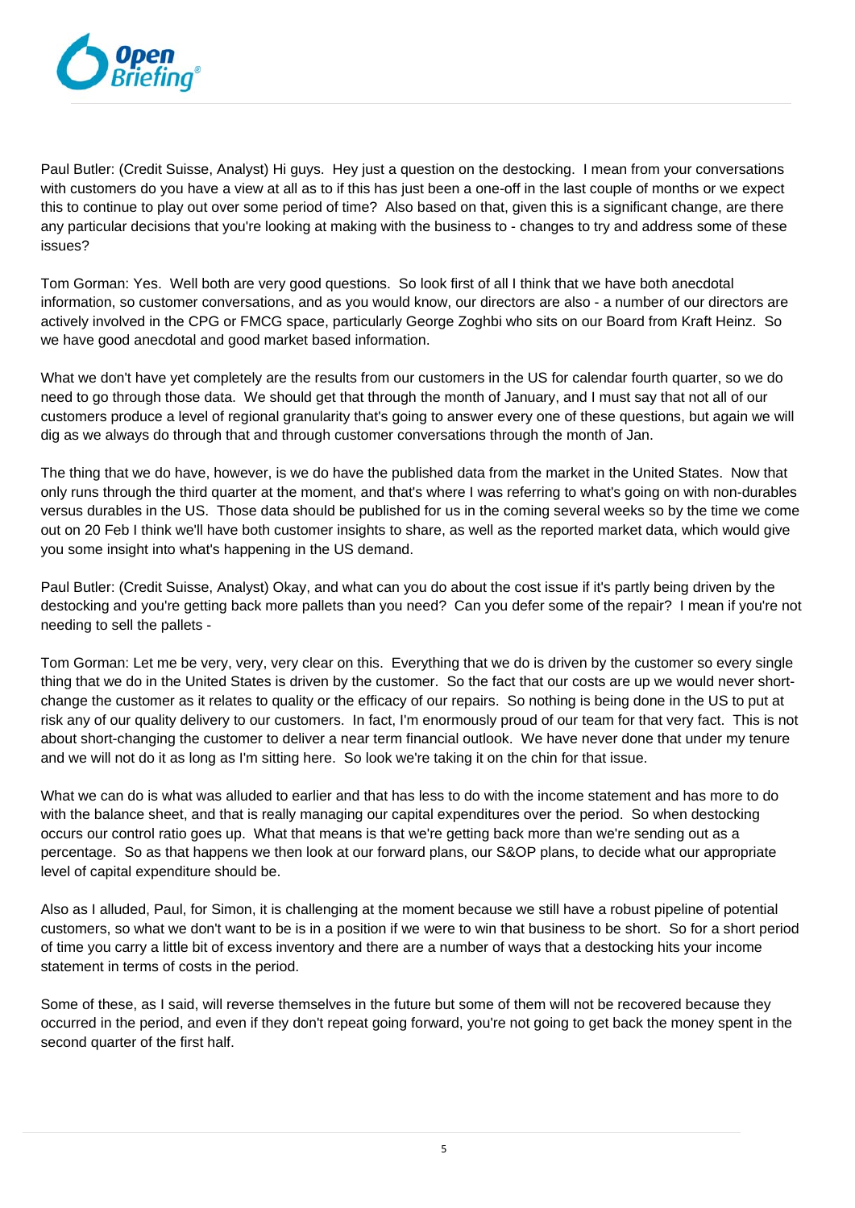Paul Butler: (Credit Suisse, Analyst) Hi guys. Hey just a question on the destocking. I mean from your conversations with customers do you have a view at all as to if this has just been a one-off in the last couple of months or we expect this to continue to play out over some period of time? Also based on that, given this is a significant change, are there any particular decisions that you're looking at making with the business to - changes to try and address some of these issues?

Tom Gorman: Yes. Well both are very good questions. So look first of all I think that we have both anecdotal information, so customer conversations, and as you would know, our directors are also - a number of our directors are actively involved in the CPG or FMCG space, particularly George Zoghbi who sits on our Board from Kraft Heinz. So we have good anecdotal and good market based information.

What we don't have yet completely are the results from our customers in the US for calendar fourth quarter, so we do need to go through those data. We should get that through the month of January, and I must say that not all of our customers produce a level of regional granularity that's going to answer every one of these questions, but again we will dig as we always do through that and through customer conversations through the month of Jan.

The thing that we do have, however, is we do have the published data from the market in the United States. Now that only runs through the third quarter at the moment, and that's where I was referring to what's going on with non-durables versus durables in the US. Those data should be published for us in the coming several weeks so by the time we come out on 20 Feb I think we'll have both customer insights to share, as well as the reported market data, which would give you some insight into what's happening in the US demand.

Paul Butler: (Credit Suisse, Analyst) Okay, and what can you do about the cost issue if it's partly being driven by the destocking and you're getting back more pallets than you need? Can you defer some of the repair? I mean if you're not needing to sell the pallets -

Tom Gorman: Let me be very, very, very clear on this. Everything that we do is driven by the customer so every single thing that we do in the United States is driven by the customer. So the fact that our costs are up we would never short-change the customer as it relates to quality or the efficacy of our repairs. So nothing is being done in the US to put at risk any of our quality delivery to our customers. In fact, I'm enormously proud of our team for that very fact. This is not about short-changing the customer to deliver a near term financial outlook. We have never done that under my tenure and we will not do it as long as I'm sitting here. So look we're taking it on the chin for that issue.

What we can do is what was alluded to earlier and that has less to do with the income statement and has more to do with the balance sheet, and that is really managing our capital expenditures over the period. So when destocking occurs our control ratio goes up. What that means is that we're getting back more than we're sending out as a percentage. So as that happens we then look at our forward plans, our S&OP plans, to decide what our appropriate level of capital expenditure should be.

Also as I alluded, Paul, for Simon, it is challenging at the moment because we still have a robust pipeline of potential customers, so what we don't want to be is in a position if we were to win that business to be short. So for a short period of time you carry a little bit of excess inventory and there are a number of ways that a destocking hits your income statement in terms of costs in the period.

Some of these, as I said, will reverse themselves in the future but some of them will not be recovered because they occurred in the period, and even if they don't repeat going forward, you're not going to get back the money spent in the second quarter of the first half.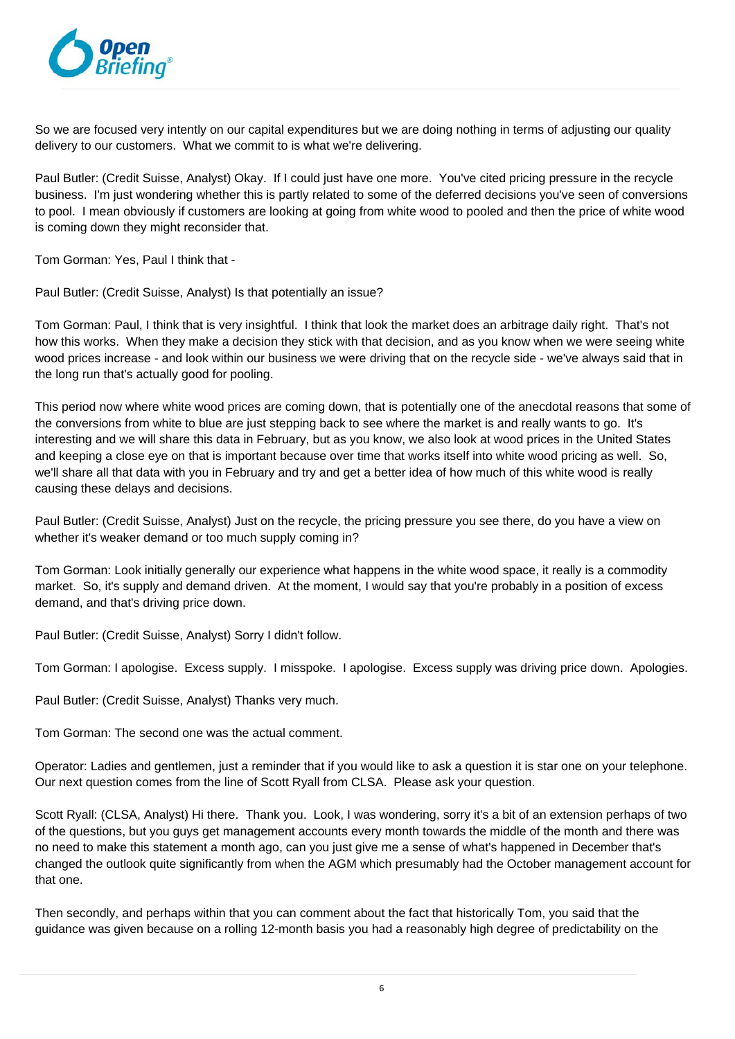So we are focused very intently on our capital expenditures but we are doing nothing in terms of adjusting our quality delivery to our customers. What we commit to is what we're delivering.

Paul Butler: (Credit Suisse, Analyst) Okay. If I could just have one more. You've cited pricing pressure in the recycle business. I'm just wondering whether this is partly related to some of the deferred decisions you've seen of conversions to pool. I mean obviously if customers are looking at going from white wood to pooled and then the price of white wood is coming down they might reconsider that.

Tom Gorman: Yes, Paul I think that -

Paul Butler: (Credit Suisse, Analyst) Is that potentially an issue?

Tom Gorman: Paul, I think that is very insightful. I think that look the market does an arbitrage daily right. That's not how this works. When they make a decision they stick with that decision, and as you know when we were seeing white wood prices increase - and look within our business we were driving that on the recycle side - we've always said that in the long run that's actually good for pooling.

This period now where white wood prices are coming down, that is potentially one of the anecdotal reasons that some of the conversions from white to blue are just stepping back to see where the market is and really wants to go. It's interesting and we will share this data in February, but as you know, we also look at wood prices in the United States and keeping a close eye on that is important because over time that works itself into white wood pricing as well. So, we'll share all that data with you in February and try and get a better idea of how much of this white wood is really causing these delays and decisions.

Paul Butler: (Credit Suisse, Analyst) Just on the recycle, the pricing pressure you see there, do you have a view on whether it's weaker demand or too much supply coming in?

Tom Gorman: Look initially generally our experience what happens in the white wood space, it really is a commodity market. So, it's supply and demand driven. At the moment, I would say that you're probably in a position of excess demand, and that's driving price down.

Paul Butler: (Credit Suisse, Analyst) Sorry I didn't follow.

Tom Gorman: I apologise. Excess supply. I misspoke. I apologise. Excess supply was driving price down. Apologies.

Paul Butler: (Credit Suisse, Analyst) Thanks very much.

Tom Gorman: The second one was the actual comment.

Operator: Ladies and gentlemen, just a reminder that if you would like to ask a question it is star one on your telephone. Our next question comes from the line of Scott Ryall from CLSA. Please ask your question.

Scott Ryall: (CLSA, Analyst) Hi there. Thank you. Look, I was wondering, sorry it's a bit of an extension perhaps of two of the questions, but you guys get management accounts every month towards the middle of the month and there was no need to make this statement a month ago, can you just give me a sense of what's happened in December that's changed the outlook quite significantly from when the AGM which presumably had the October management account for that one.

Then secondly, and perhaps within that you can comment about the fact that historically Tom, you said that the guidance was given because on a rolling 12-month basis you had a reasonably high degree of predictability on the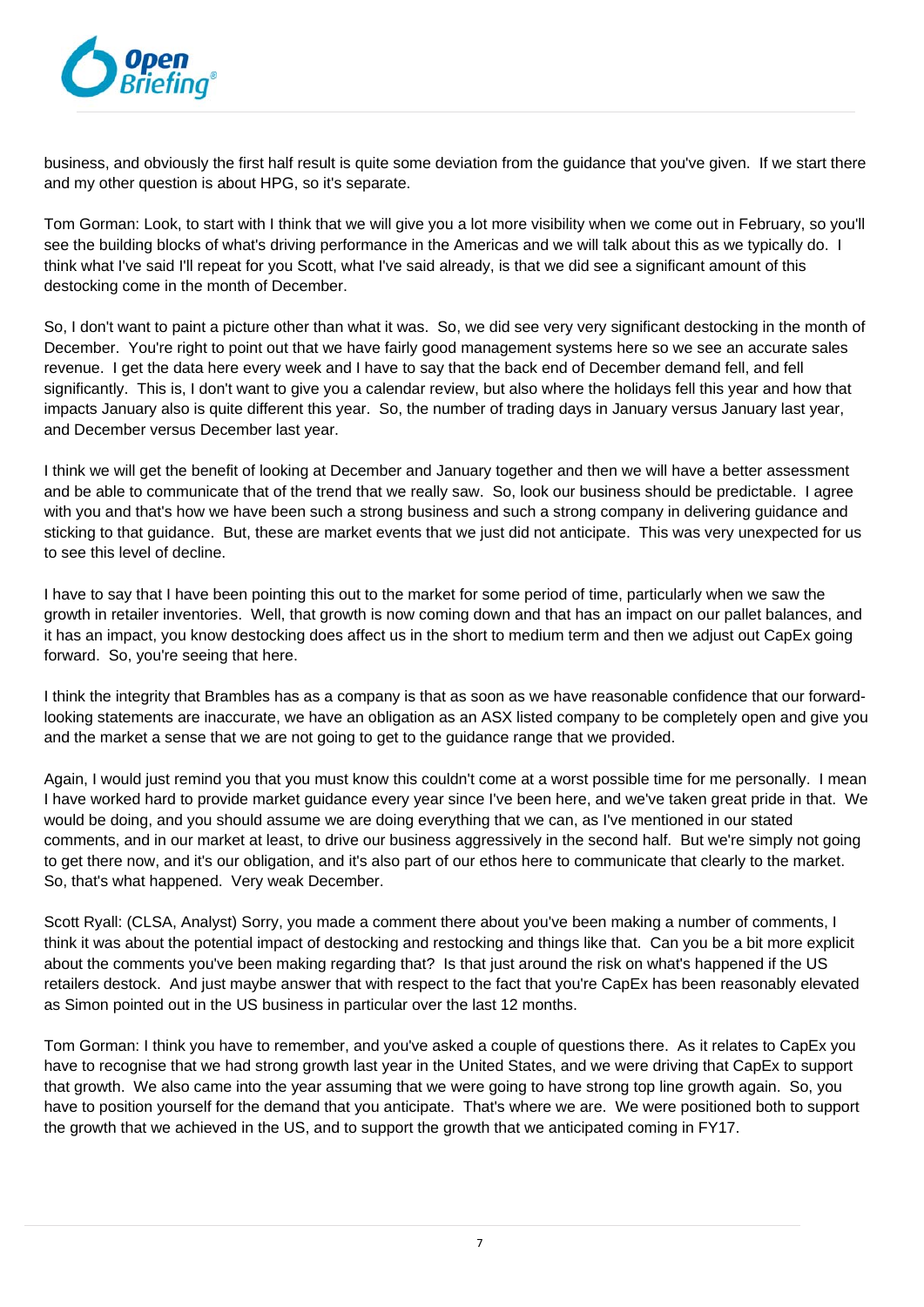business, and obviously the first half result is quite some deviation from the guidance that you've given. If we start there and my other question is about HPG, so it's separate.

Tom Gorman: Look, to start with I think that we will give you a lot more visibility when we come out in February, so you'll see the building blocks of what's driving performance in the Americas and we will talk about this as we typically do. I think what I've said I'll repeat for you Scott, what I've said already, is that we did see a significant amount of this destocking come in the month of December.

So, I don't want to paint a picture other than what it was. So, we did see very very significant destocking in the month of December. You're right to point out that we have fairly good management systems here so we see an accurate sales revenue. I get the data here every week and I have to say that the back end of December demand fell, and fell significantly. This is, I don't want to give you a calendar review, but also where the holidays fell this year and how that impacts January also is quite different this year. So, the number of trading days in January versus January last year, and December versus December last year.

I think we will get the benefit of looking at December and January together and then we will have a better assessment and be able to communicate that of the trend that we really saw. So, look our business should be predictable. I agree with you and that's how we have been such a strong business and such a strong company in delivering guidance and sticking to that guidance. But, these are market events that we just did not anticipate. This was very unexpected for us to see this level of decline.

I have to say that I have been pointing this out to the market for some period of time, particularly when we saw the growth in retailer inventories. Well, that growth is now coming down and that has an impact on our pallet balances, and it has an impact, you know destocking does affect us in the short to medium term and then we adjust out CapEx going forward. So, you're seeing that here.

I think the integrity that Brambles has as a company is that as soon as we have reasonable confidence that our forward-looking statements are inaccurate, we have an obligation as an ASX listed company to be completely open and give you and the market a sense that we are not going to get to the guidance range that we provided.

Again, I would just remind you that you must know this couldn't come at a worst possible time for me personally. I mean I have worked hard to provide market guidance every year since I've been here, and we've taken great pride in that. We would be doing, and you should assume we are doing everything that we can, as I've mentioned in our stated comments, and in our market at least, to drive our business aggressively in the second half. But we're simply not going to get there now, and it's our obligation, and it's also part of our ethos here to communicate that clearly to the market. So, that's what happened. Very weak December.

Scott Ryall: (CLSA, Analyst) Sorry, you made a comment there about you've been making a number of comments, I think it was about the potential impact of destocking and restocking and things like that. Can you be a bit more explicit about the comments you've been making regarding that? Is that just around the risk on what's happened if the US retailers destock. And just maybe answer that with respect to the fact that you're CapEx has been reasonably elevated as Simon pointed out in the US business in particular over the last 12 months.

Tom Gorman: I think you have to remember, and you've asked a couple of questions there. As it relates to CapEx you have to recognise that we had strong growth last year in the United States, and we were driving that CapEx to support that growth. We also came into the year assuming that we were going to have strong top line growth again. So, you have to position yourself for the demand that you anticipate. That's where we are. We were positioned both to support the growth that we achieved in the US, and to support the growth that we anticipated coming in FY17.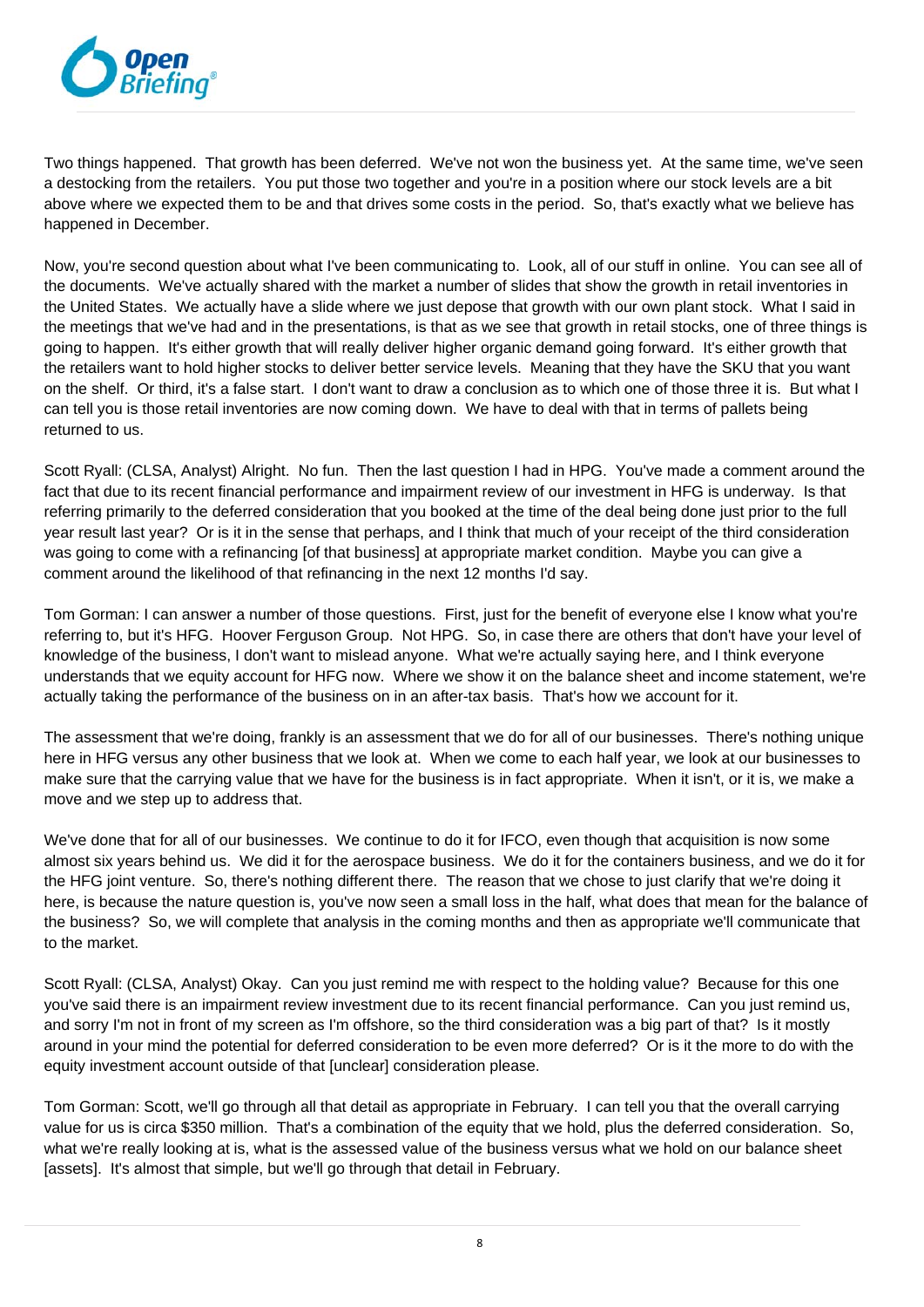Two things happened. That growth has been deferred. We've not won the business yet. At the same time, we've seen a destocking from the retailers. You put those two together and you're in a position where our stock levels are a bit above where we expected them to be and that drives some costs in the period. So, that's exactly what we believe has happened in December.

Now, you're second question about what I've been communicating to. Look, all of our stuff in online. You can see all of the documents. We've actually shared with the market a number of slides that show the growth in retail inventories in the United States. We actually have a slide where we just depose that growth with our own plant stock. What I said in the meetings that we've had and in the presentations, is that as we see that growth in retail stocks, one of three things is going to happen. It's either growth that will really deliver higher organic demand going forward. It's either growth that the retailers want to hold higher stocks to deliver better service levels. Meaning that they have the SKU that you want on the shelf. Or third, it's a false start. I don't want to draw a conclusion as to which one of those three it is. But what I can tell you is those retail inventories are now coming down. We have to deal with that in terms of pallets being returned to us.

Scott Ryall: (CLSA, Analyst) Alright. No fun. Then the last question I had in HPG. You've made a comment around the fact that due to its recent financial performance and impairment review of our investment in HFG is underway. Is that referring primarily to the deferred consideration that you booked at the time of the deal being done just prior to the full year result last year? Or is it in the sense that perhaps, and I think that much of your receipt of the third consideration was going to come with a refinancing [of that business] at appropriate market condition. Maybe you can give a comment around the likelihood of that refinancing in the next 12 months I'd say.

Tom Gorman: I can answer a number of those questions. First, just for the benefit of everyone else I know what you're referring to, but it's HFG. Hoover Ferguson Group. Not HPG. So, in case there are others that don't have your level of knowledge of the business, I don't want to mislead anyone. What we're actually saying here, and I think everyone understands that we equity account for HFG now. Where we show it on the balance sheet and income statement, we're actually taking the performance of the business on in an after-tax basis. That's how we account for it.

The assessment that we're doing, frankly is an assessment that we do for all of our businesses. There's nothing unique here in HFG versus any other business that we look at. When we come to each half year, we look at our businesses to make sure that the carrying value that we have for the business is in fact appropriate. When it isn't, or it is, we make a move and we step up to address that.

We've done that for all of our businesses. We continue to do it for IFCO, even though that acquisition is now some almost six years behind us. We did it for the aerospace business. We do it for the containers business, and we do it for the HFG joint venture. So, there's nothing different there. The reason that we chose to just clarify that we're doing it here, is because the nature question is, you've now seen a small loss in the half, what does that mean for the balance of the business? So, we will complete that analysis in the coming months and then as appropriate we'll communicate that to the market.

Scott Ryall: (CLSA, Analyst) Okay. Can you just remind me with respect to the holding value? Because for this one you've said there is an impairment review investment due to its recent financial performance. Can you just remind us, and sorry I'm not in front of my screen as I'm offshore, so the third consideration was a big part of that? Is it mostly around in your mind the potential for deferred consideration to be even more deferred? Or is it the more to do with the equity investment account outside of that [unclear] consideration please.

Tom Gorman: Scott, we'll go through all that detail as appropriate in February. I can tell you that the overall carrying value for us is circa $350 million. That's a combination of the equity that we hold, plus the deferred consideration. So, what we're really looking at is, what is the assessed value of the business versus what we hold on our balance sheet [assets]. It's almost that simple, but we'll go through that detail in February.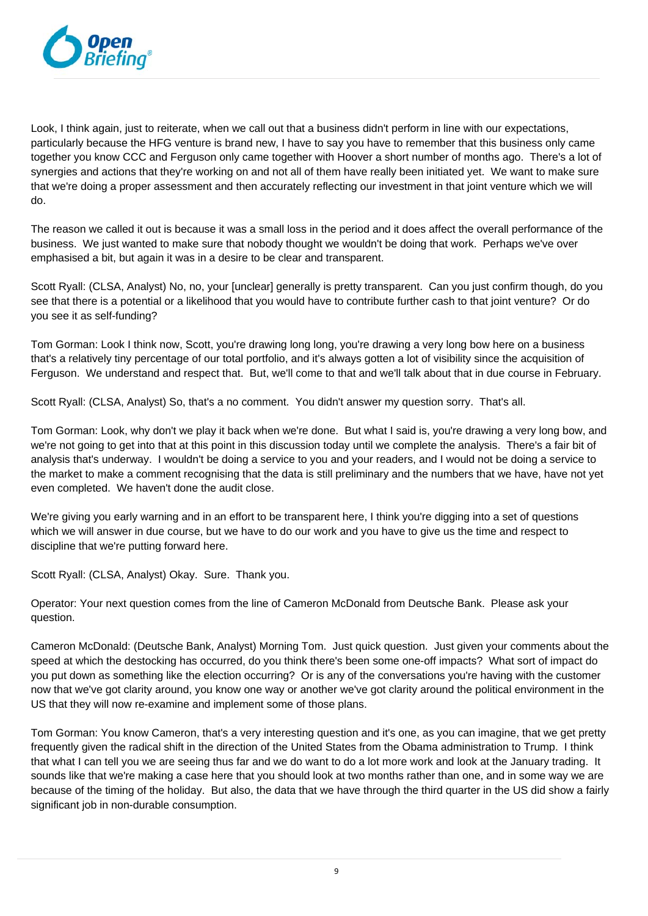Look, I think again, just to reiterate, when we call out that a business didn't perform in line with our expectations, particularly because the HFG venture is brand new, I have to say you have to remember that this business only came together you know CCC and Ferguson only came together with Hoover a short number of months ago. There's a lot of synergies and actions that they're working on and not all of them have really been initiated yet. We want to make sure that we're doing a proper assessment and then accurately reflecting our investment in that joint venture which we will do.

The reason we called it out is because it was a small loss in the period and it does affect the overall performance of the business. We just wanted to make sure that nobody thought we wouldn't be doing that work. Perhaps we've over emphasised a bit, but again it was in a desire to be clear and transparent.

Scott Ryall: (CLSA, Analyst) No, no, your [unclear] generally is pretty transparent. Can you just confirm though, do you see that there is a potential or a likelihood that you would have to contribute further cash to that joint venture? Or do you see it as self-funding?

Tom Gorman: Look I think now, Scott, you're drawing long long, you're drawing a very long bow here on a business that's a relatively tiny percentage of our total portfolio, and it's always gotten a lot of visibility since the acquisition of Ferguson. We understand and respect that. But, we'll come to that and we'll talk about that in due course in February.

Scott Ryall: (CLSA, Analyst) So, that's a no comment. You didn't answer my question sorry. That's all.

Tom Gorman: Look, why don't we play it back when we're done. But what I said is, you're drawing a very long bow, and we're not going to get into that at this point in this discussion today until we complete the analysis. There's a fair bit of analysis that's underway. I wouldn't be doing a service to you and your readers, and I would not be doing a service to the market to make a comment recognising that the data is still preliminary and the numbers that we have, have not yet even completed. We haven't done the audit close.

We're giving you early warning and in an effort to be transparent here, I think you're digging into a set of questions which we will answer in due course, but we have to do our work and you have to give us the time and respect to discipline that we're putting forward here.

Scott Ryall: (CLSA, Analyst) Okay. Sure. Thank you.

Operator: Your next question comes from the line of Cameron McDonald from Deutsche Bank. Please ask your question.

Cameron McDonald: (Deutsche Bank, Analyst) Morning Tom. Just quick question. Just given your comments about the speed at which the destocking has occurred, do you think there's been some one-off impacts? What sort of impact do you put down as something like the election occurring? Or is any of the conversations you're having with the customer now that we've got clarity around, you know one way or another we've got clarity around the political environment in the US that they will now re-examine and implement some of those plans.

Tom Gorman: You know Cameron, that's a very interesting question and it's one, as you can imagine, that we get pretty frequently given the radical shift in the direction of the United States from the Obama administration to Trump. I think that what I can tell you we are seeing thus far and we do want to do a lot more work and look at the January trading. It sounds like that we're making a case here that you should look at two months rather than one, and in some way we are because of the timing of the holiday. But also, the data that we have through the third quarter in the US did show a fairly significant job in non-durable consumption.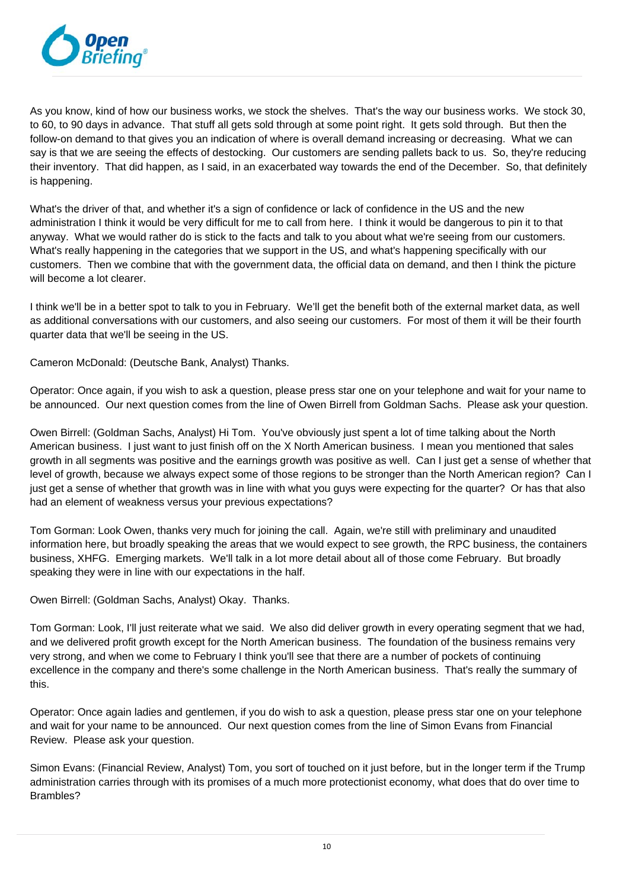As you know, kind of how our business works, we stock the shelves. That's the way our business works. We stock 30, to 60, to 90 days in advance. That stuff all gets sold through at some point right. It gets sold through. But then the follow-on demand to that gives you an indication of where is overall demand increasing or decreasing. What we can say is that we are seeing the effects of destocking. Our customers are sending pallets back to us. So, they're reducing their inventory. That did happen, as I said, in an exacerbated way towards the end of the December. So, that definitely is happening.

What's the driver of that, and whether it's a sign of confidence or lack of confidence in the US and the new administration I think it would be very difficult for me to call from here. I think it would be dangerous to pin it to that anyway. What we would rather do is stick to the facts and talk to you about what we're seeing from our customers. What's really happening in the categories that we support in the US, and what's happening specifically with our customers. Then we combine that with the government data, the official data on demand, and then I think the picture will become a lot clearer.

I think we'll be in a better spot to talk to you in February. We'll get the benefit both of the external market data, as well as additional conversations with our customers, and also seeing our customers. For most of them it will be their fourth quarter data that we'll be seeing in the US.

Cameron McDonald: (Deutsche Bank, Analyst) Thanks.

Operator: Once again, if you wish to ask a question, please press star one on your telephone and wait for your name to be announced. Our next question comes from the line of Owen Birrell from Goldman Sachs. Please ask your question.

Owen Birrell: (Goldman Sachs, Analyst) Hi Tom. You've obviously just spent a lot of time talking about the North American business. I just want to just finish off on the X North American business. I mean you mentioned that sales growth in all segments was positive and the earnings growth was positive as well. Can I just get a sense of whether that level of growth, because we always expect some of those regions to be stronger than the North American region? Can I just get a sense of whether that growth was in line with what you guys were expecting for the quarter? Or has that also had an element of weakness versus your previous expectations?

Tom Gorman: Look Owen, thanks very much for joining the call. Again, we're still with preliminary and unaudited information here, but broadly speaking the areas that we would expect to see growth, the RPC business, the containers business, XHFG. Emerging markets. We'll talk in a lot more detail about all of those come February. But broadly speaking they were in line with our expectations in the half.

Owen Birrell: (Goldman Sachs, Analyst) Okay. Thanks.

Tom Gorman: Look, I'll just reiterate what we said. We also did deliver growth in every operating segment that we had, and we delivered profit growth except for the North American business. The foundation of the business remains very very strong, and when we come to February I think you'll see that there are a number of pockets of continuing excellence in the company and there's some challenge in the North American business. That's really the summary of this.

Operator: Once again ladies and gentlemen, if you do wish to ask a question, please press star one on your telephone and wait for your name to be announced. Our next question comes from the line of Simon Evans from Financial Review. Please ask your question.

Simon Evans: (Financial Review, Analyst) Tom, you sort of touched on it just before, but in the longer term if the Trump administration carries through with its promises of a much more protectionist economy, what does that do over time to Brambles?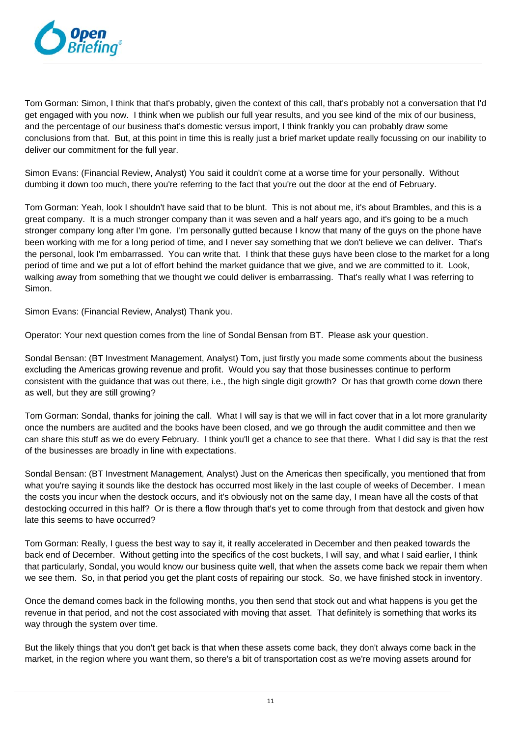Tom Gorman: Simon, I think that that's probably, given the context of this call, that's probably not a conversation that I'd get engaged with you now. I think when we publish our full year results, and you see kind of the mix of our business, and the percentage of our business that's domestic versus import, I think frankly you can probably draw some conclusions from that. But, at this point in time this is really just a brief market update really focussing on our inability to deliver our commitment for the full year.

Simon Evans: (Financial Review, Analyst) You said it couldn't come at a worse time for your personally. Without dumbing it down too much, there you're referring to the fact that you're out the door at the end of February.

Tom Gorman: Yeah, look I shouldn't have said that to be blunt. This is not about me, it's about Brambles, and this is a great company. It is a much stronger company than it was seven and a half years ago, and it's going to be a much stronger company long after I'm gone. I'm personally gutted because I know that many of the guys on the phone have been working with me for a long period of time, and I never say something that we don't believe we can deliver. That's the personal, look I'm embarrassed. You can write that. I think that these guys have been close to the market for a long period of time and we put a lot of effort behind the market guidance that we give, and we are committed to it. Look, walking away from something that we thought we could deliver is embarrassing. That's really what I was referring to Simon.

Simon Evans: (Financial Review, Analyst) Thank you.

Operator: Your next question comes from the line of Sondal Bensan from BT. Please ask your question.

Sondal Bensan: (BT Investment Management, Analyst) Tom, just firstly you made some comments about the business excluding the Americas growing revenue and profit. Would you say that those businesses continue to perform consistent with the guidance that was out there, i.e., the high single digit growth? Or has that growth come down there as well, but they are still growing?

Tom Gorman: Sondal, thanks for joining the call. What I will say is that we will in fact cover that in a lot more granularity once the numbers are audited and the books have been closed, and we go through the audit committee and then we can share this stuff as we do every February. I think you'll get a chance to see that there. What I did say is that the rest of the businesses are broadly in line with expectations.

Sondal Bensan: (BT Investment Management, Analyst) Just on the Americas then specifically, you mentioned that from what you're saying it sounds like the destock has occurred most likely in the last couple of weeks of December. I mean the costs you incur when the destock occurs, and it's obviously not on the same day, I mean have all the costs of that destocking occurred in this half? Or is there a flow through that's yet to come through from that destock and given how late this seems to have occurred?

Tom Gorman: Really, I guess the best way to say it, it really accelerated in December and then peaked towards the back end of December. Without getting into the specifics of the cost buckets, I will say, and what I said earlier, I think that particularly, Sondal, you would know our business quite well, that when the assets come back we repair them when we see them. So, in that period you get the plant costs of repairing our stock. So, we have finished stock in inventory.

Once the demand comes back in the following months, you then send that stock out and what happens is you get the revenue in that period, and not the cost associated with moving that asset. That definitely is something that works its way through the system over time.

But the likely things that you don't get back is that when these assets come back, they don't always come back in the market, in the region where you want them, so there's a bit of transportation cost as we're moving assets around for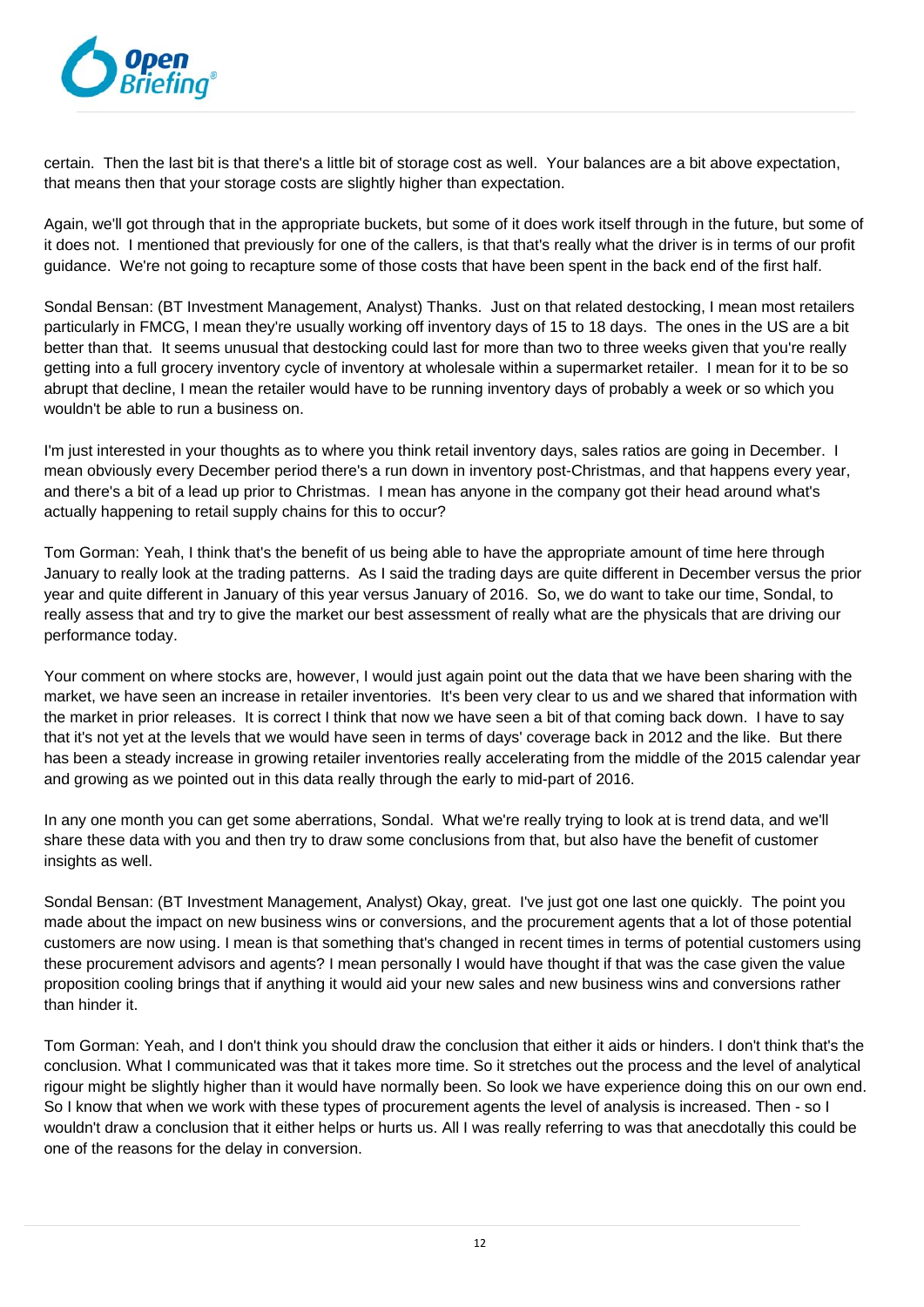certain. Then the last bit is that there's a little bit of storage cost as well. Your balances are a bit above expectation, that means then that your storage costs are slightly higher than expectation.

Again, we'll got through that in the appropriate buckets, but some of it does work itself through in the future, but some of it does not. I mentioned that previously for one of the callers, is that that's really what the driver is in terms of our profit guidance. We're not going to recapture some of those costs that have been spent in the back end of the first half.

Sondal Bensan: (BT Investment Management, Analyst) Thanks. Just on that related destocking, I mean most retailers particularly in FMCG, I mean they're usually working off inventory days of 15 to 18 days. The ones in the US are a bit better than that. It seems unusual that destocking could last for more than two to three weeks given that you're really getting into a full grocery inventory cycle of inventory at wholesale within a supermarket retailer. I mean for it to be so abrupt that decline, I mean the retailer would have to be running inventory days of probably a week or so which you wouldn't be able to run a business on.

I'm just interested in your thoughts as to where you think retail inventory days, sales ratios are going in December. I mean obviously every December period there's a run down in inventory post-Christmas, and that happens every year, and there's a bit of a lead up prior to Christmas. I mean has anyone in the company got their head around what's actually happening to retail supply chains for this to occur?

Tom Gorman: Yeah, I think that's the benefit of us being able to have the appropriate amount of time here through January to really look at the trading patterns. As I said the trading days are quite different in December versus the prior year and quite different in January of this year versus January of 2016. So, we do want to take our time, Sondal, to really assess that and try to give the market our best assessment of really what are the physicals that are driving our performance today.

Your comment on where stocks are, however, I would just again point out the data that we have been sharing with the market, we have seen an increase in retailer inventories. It's been very clear to us and we shared that information with the market in prior releases. It is correct I think that now we have seen a bit of that coming back down. I have to say that it's not yet at the levels that we would have seen in terms of days' coverage back in 2012 and the like. But there has been a steady increase in growing retailer inventories really accelerating from the middle of the 2015 calendar year and growing as we pointed out in this data really through the early to mid-part of 2016.

In any one month you can get some aberrations, Sondal. What we're really trying to look at is trend data, and we'll share these data with you and then try to draw some conclusions from that, but also have the benefit of customer insights as well.

Sondal Bensan: (BT Investment Management, Analyst) Okay, great. I've just got one last one quickly. The point you made about the impact on new business wins or conversions, and the procurement agents that a lot of those potential customers are now using. I mean is that something that's changed in recent times in terms of potential customers using these procurement advisors and agents? I mean personally I would have thought if that was the case given the value proposition cooling brings that if anything it would aid your new sales and new business wins and conversions rather than hinder it.

Tom Gorman: Yeah, and I don't think you should draw the conclusion that either it aids or hinders. I don't think that's the conclusion. What I communicated was that it takes more time. So it stretches out the process and the level of analytical rigour might be slightly higher than it would have normally been. So look we have experience doing this on our own end. So I know that when we work with these types of procurement agents the level of analysis is increased. Then - so I wouldn't draw a conclusion that it either helps or hurts us. All I was really referring to was that anecdotally this could be one of the reasons for the delay in conversion.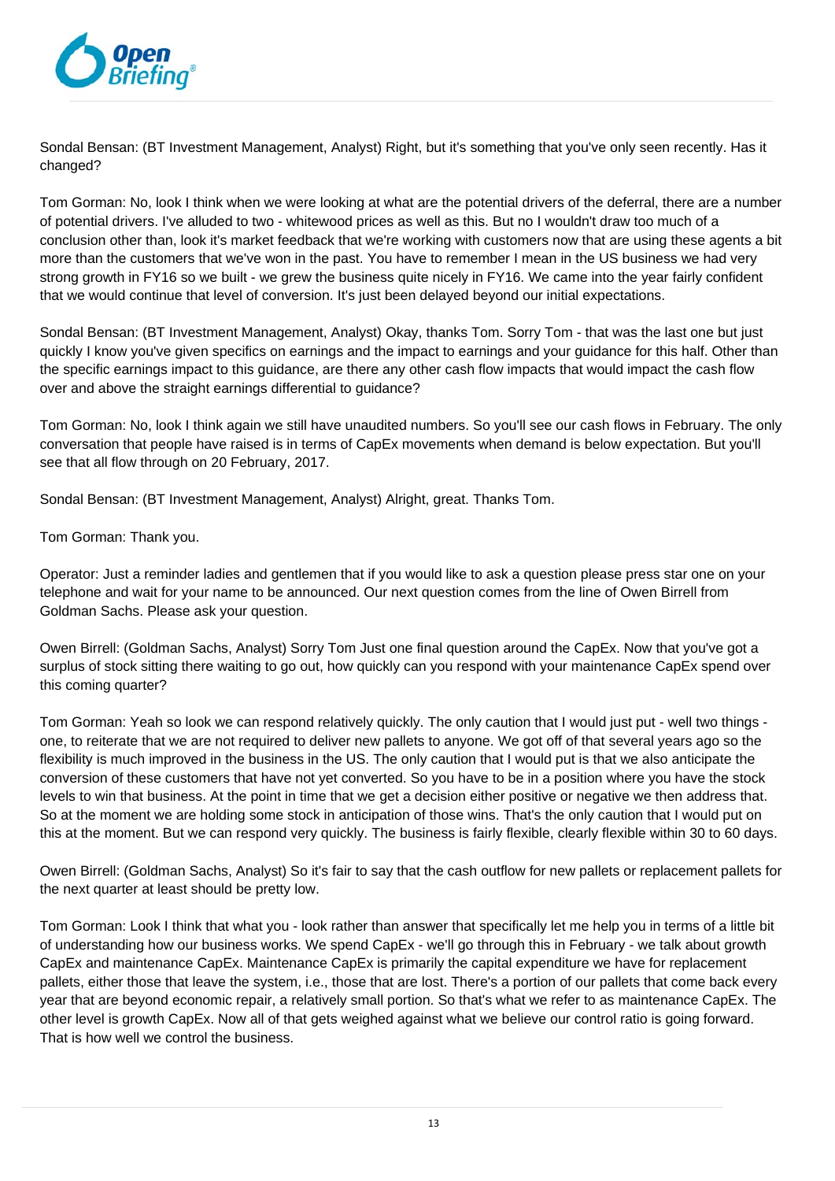Sondal Bensan: (BT Investment Management, Analyst) Right, but it's something that you've only seen recently. Has it changed?

Tom Gorman: No, look I think when we were looking at what are the potential drivers of the deferral, there are a number of potential drivers. I've alluded to two - whitewood prices as well as this. But no I wouldn't draw too much of a conclusion other than, look it's market feedback that we're working with customers now that are using these agents a bit more than the customers that we've won in the past. You have to remember I mean in the US business we had very strong growth in FY16 so we built - we grew the business quite nicely in FY16. We came into the year fairly confident that we would continue that level of conversion. It's just been delayed beyond our initial expectations.

Sondal Bensan: (BT Investment Management, Analyst) Okay, thanks Tom. Sorry Tom - that was the last one but just quickly I know you've given specifics on earnings and the impact to earnings and your guidance for this half. Other than the specific earnings impact to this guidance, are there any other cash flow impacts that would impact the cash flow over and above the straight earnings differential to guidance?

Tom Gorman: No, look I think again we still have unaudited numbers. So you'll see our cash flows in February. The only conversation that people have raised is in terms of CapEx movements when demand is below expectation. But you'll see that all flow through on 20 February, 2017.

Sondal Bensan: (BT Investment Management, Analyst) Alright, great. Thanks Tom.

Tom Gorman: Thank you.

Operator: Just a reminder ladies and gentlemen that if you would like to ask a question please press star one on your telephone and wait for your name to be announced. Our next question comes from the line of Owen Birrell from Goldman Sachs. Please ask your question.

Owen Birrell: (Goldman Sachs, Analyst) Sorry Tom Just one final question around the CapEx. Now that you've got a surplus of stock sitting there waiting to go out, how quickly can you respond with your maintenance CapEx spend over this coming quarter?

Tom Gorman: Yeah so look we can respond relatively quickly. The only caution that I would just put - well two things - one, to reiterate that we are not required to deliver new pallets to anyone. We got off of that several years ago so the flexibility is much improved in the business in the US. The only caution that I would put is that we also anticipate the conversion of these customers that have not yet converted. So you have to be in a position where you have the stock levels to win that business. At the point in time that we get a decision either positive or negative we then address that. So at the moment we are holding some stock in anticipation of those wins. That's the only caution that I would put on this at the moment. But we can respond very quickly. The business is fairly flexible, clearly flexible within 30 to 60 days.

Owen Birrell: (Goldman Sachs, Analyst) So it's fair to say that the cash outflow for new pallets or replacement pallets for the next quarter at least should be pretty low.

Tom Gorman: Look I think that what you - look rather than answer that specifically let me help you in terms of a little bit of understanding how our business works. We spend CapEx - we'll go through this in February - we talk about growth CapEx and maintenance CapEx. Maintenance CapEx is primarily the capital expenditure we have for replacement pallets, either those that leave the system, i.e., those that are lost. There's a portion of our pallets that come back every year that are beyond economic repair, a relatively small portion. So that's what we refer to as maintenance CapEx. The other level is growth CapEx. Now all of that gets weighed against what we believe our control ratio is going forward. That is how well we control the business.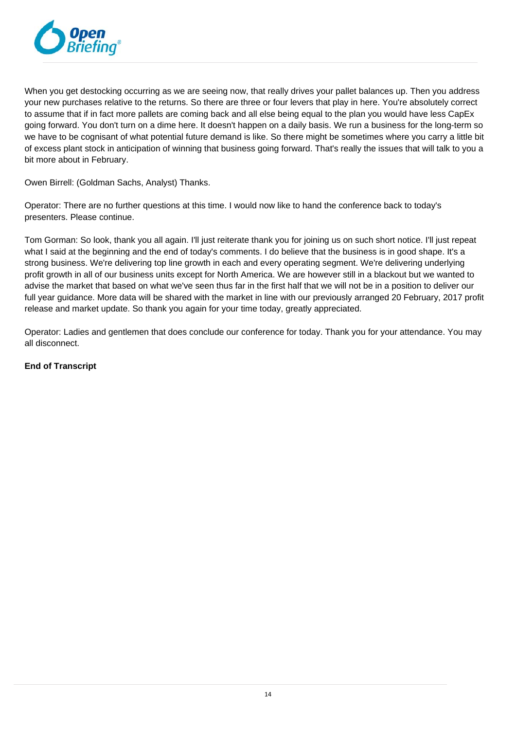When you get destocking occurring as we are seeing now, that really drives your pallet balances up. Then you address your new purchases relative to the returns. So there are three or four levers that play in here. You're absolutely correct to assume that if in fact more pallets are coming back and all else being equal to the plan you would have less CapEx going forward. You don't turn on a dime here. It doesn't happen on a daily basis. We run a business for the long-term so we have to be cognisant of what potential future demand is like. So there might be sometimes where you carry a little bit of excess plant stock in anticipation of winning that business going forward. That's really the issues that will talk to you a bit more about in February.

Owen Birrell: (Goldman Sachs, Analyst) Thanks.

Operator: There are no further questions at this time. I would now like to hand the conference back to today's presenters. Please continue.

Tom Gorman: So look, thank you all again. I'll just reiterate thank you for joining us on such short notice. I'll just repeat what I said at the beginning and the end of today's comments. I do believe that the business is in good shape. It's a strong business. We're delivering top line growth in each and every operating segment. We're delivering underlying profit growth in all of our business units except for North America. We are however still in a blackout but we wanted to advise the market that based on what we've seen thus far in the first half that we will not be in a position to deliver our full year guidance. More data will be shared with the market in line with our previously arranged 20 February, 2017 profit release and market update. So thank you again for your time today, greatly appreciated.

Operator: Ladies and gentlemen that does conclude our conference for today. Thank you for your attendance. You may all disconnect.

**End of Transcript**